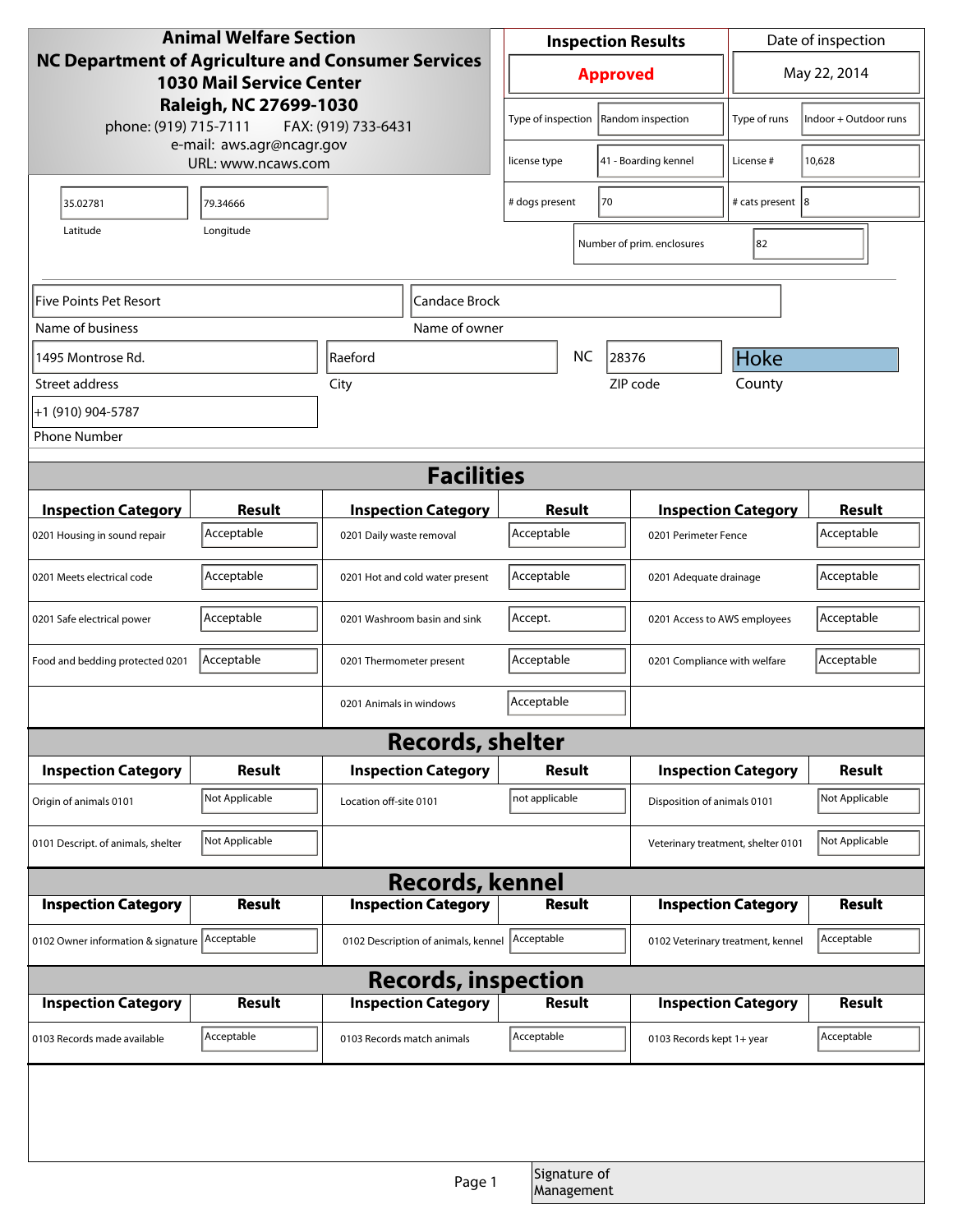**Animal Welfare Section**
**NC Department of Agriculture and Consumer Services**
**1030 Mail Service Center**
**Raleigh, NC 27699-1030**
phone: (919) 715-7111 FAX: (919) 733-6431
e-mail: aws.agr@ncagr.gov
URL: www.ncaws.com

| Inspection Results | Date of inspection |
|---|---|
| **Approved** | May 22, 2014 |

| | | | |
|---|---|---|---|
| Type of inspection | Random inspection | Type of runs | Indoor + Outdoor runs |
| license type | 41 - Boarding kennel | License # | 10,628 |
| # dogs present | 70 | # cats present | 8 |
| Number of prim. enclosures | 82 | | |

| Latitude | Longitude |
|---|---|
| 35.02781 | 79.34666 |

| Name of business | Name of owner |
|---|---|
| Five Points Pet Resort | Candace Brock |

| Street address | City | | ZIP code | County |
|---|---|---|---|---|
| 1495 Montrose Rd. | Raeford | NC | 28376 | Hoke |

Phone Number: +1 (910) 904-5787

## Facilities

| Inspection Category | Result | Inspection Category | Result | Inspection Category | Result |
|---|---|---|---|---|---|
| 0201 Housing in sound repair | Acceptable | 0201 Daily waste removal | Acceptable | 0201 Perimeter Fence | Acceptable |
| 0201 Meets electrical code | Acceptable | 0201 Hot and cold water present | Acceptable | 0201 Adequate drainage | Acceptable |
| 0201 Safe electrical power | Acceptable | 0201 Washroom basin and sink | Accept. | 0201 Access to AWS employees | Acceptable |
| Food and bedding protected 0201 | Acceptable | 0201 Thermometer present | Acceptable | 0201 Compliance with welfare | Acceptable |
| | | 0201 Animals in windows | Acceptable | | |

## Records, shelter

| Inspection Category | Result | Inspection Category | Result | Inspection Category | Result |
|---|---|---|---|---|---|
| Origin of animals 0101 | Not Applicable | Location off-site 0101 | not applicable | Disposition of animals 0101 | Not Applicable |
| 0101 Descript. of animals, shelter | Not Applicable | | | Veterinary treatment, shelter 0101 | Not Applicable |

## Records, kennel

| Inspection Category | Result | Inspection Category | Result | Inspection Category | Result |
|---|---|---|---|---|---|
| 0102 Owner information & signature | Acceptable | 0102 Description of animals, kennel | Acceptable | 0102 Veterinary treatment, kennel | Acceptable |

## Records, inspection

| Inspection Category | Result | Inspection Category | Result | Inspection Category | Result |
|---|---|---|---|---|---|
| 0103 Records made available | Acceptable | 0103 Records match animals | Acceptable | 0103 Records kept 1+ year | Acceptable |

Signature of Management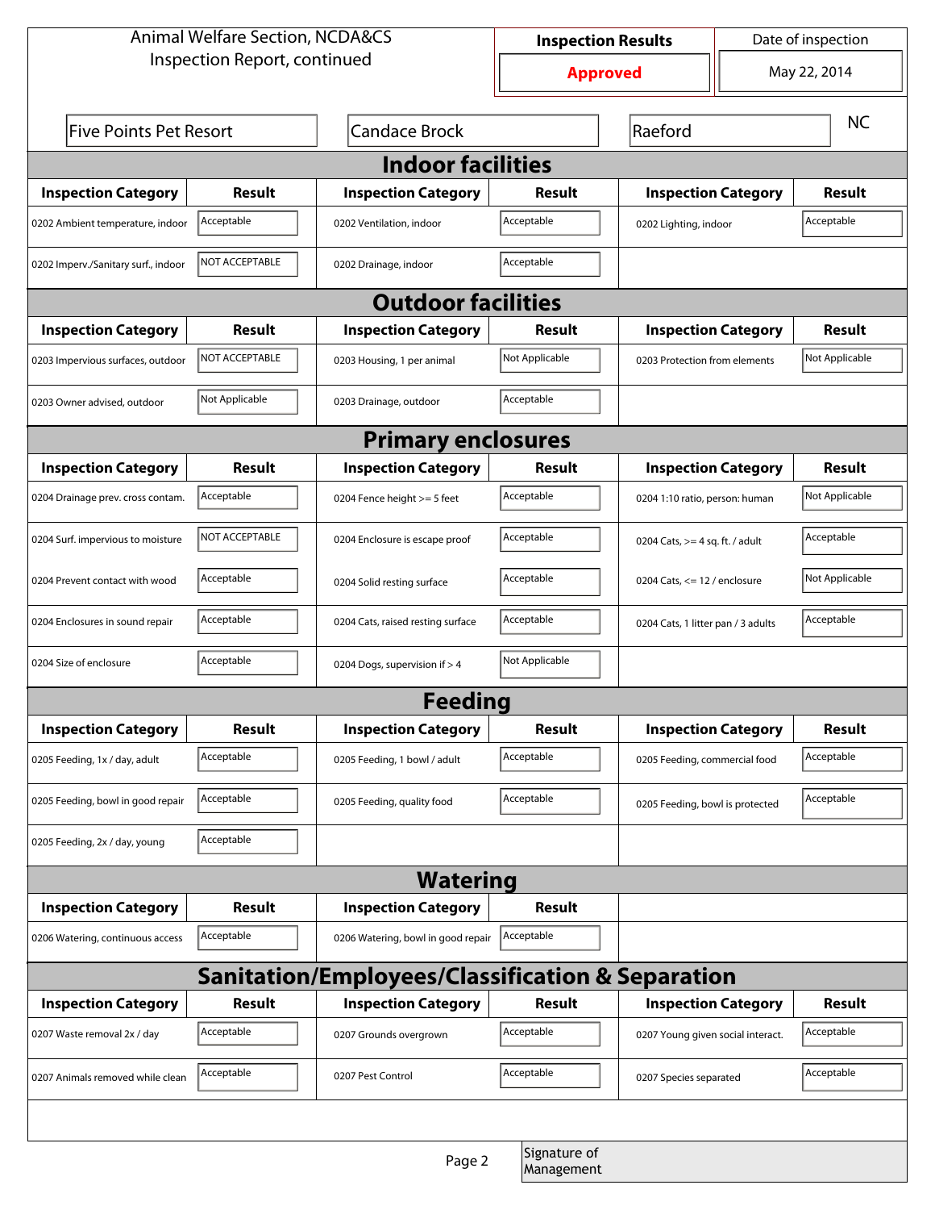Animal Welfare Section, NCDA&CS
Inspection Report, continued

| Inspection Results | Date of inspection |
| --- | --- |
| Approved | May 22, 2014 |

| Five Points Pet Resort | Candace Brock | Raeford | NC |
| --- | --- | --- | --- |

## Indoor facilities

| Inspection Category | Result | Inspection Category | Result | Inspection Category | Result |
| --- | --- | --- | --- | --- | --- |
| 0202 Ambient temperature, indoor | Acceptable | 0202 Ventilation, indoor | Acceptable | 0202 Lighting, indoor | Acceptable |
| 0202 Imperv./Sanitary surf., indoor | NOT ACCEPTABLE | 0202 Drainage, indoor | Acceptable | | |

## Outdoor facilities

| Inspection Category | Result | Inspection Category | Result | Inspection Category | Result |
| --- | --- | --- | --- | --- | --- |
| 0203 Impervious surfaces, outdoor | NOT ACCEPTABLE | 0203 Housing, 1 per animal | Not Applicable | 0203 Protection from elements | Not Applicable |
| 0203 Owner advised, outdoor | Not Applicable | 0203 Drainage, outdoor | Acceptable | | |

## Primary enclosures

| Inspection Category | Result | Inspection Category | Result | Inspection Category | Result |
| --- | --- | --- | --- | --- | --- |
| 0204 Drainage prev. cross contam. | Acceptable | 0204 Fence height >= 5 feet | Acceptable | 0204 1:10 ratio, person: human | Not Applicable |
| 0204 Surf. impervious to moisture | NOT ACCEPTABLE | 0204 Enclosure is escape proof | Acceptable | 0204 Cats, >= 4 sq. ft. / adult | Acceptable |
| 0204 Prevent contact with wood | Acceptable | 0204 Solid resting surface | Acceptable | 0204 Cats, <= 12 / enclosure | Not Applicable |
| 0204 Enclosures in sound repair | Acceptable | 0204 Cats, raised resting surface | Acceptable | 0204 Cats, 1 litter pan / 3 adults | Acceptable |
| 0204 Size of enclosure | Acceptable | 0204 Dogs, supervision if > 4 | Not Applicable | | |

## Feeding

| Inspection Category | Result | Inspection Category | Result | Inspection Category | Result |
| --- | --- | --- | --- | --- | --- |
| 0205 Feeding, 1x / day, adult | Acceptable | 0205 Feeding, 1 bowl / adult | Acceptable | 0205 Feeding, commercial food | Acceptable |
| 0205 Feeding, bowl in good repair | Acceptable | 0205 Feeding, quality food | Acceptable | 0205 Feeding, bowl is protected | Acceptable |
| 0205 Feeding, 2x / day, young | Acceptable | | | | |

## Watering

| Inspection Category | Result | Inspection Category | Result |
| --- | --- | --- | --- |
| 0206 Watering, continuous access | Acceptable | 0206 Watering, bowl in good repair | Acceptable |

## Sanitation/Employees/Classification & Separation

| Inspection Category | Result | Inspection Category | Result | Inspection Category | Result |
| --- | --- | --- | --- | --- | --- |
| 0207 Waste removal 2x / day | Acceptable | 0207 Grounds overgrown | Acceptable | 0207 Young given social interact. | Acceptable |
| 0207 Animals removed while clean | Acceptable | 0207 Pest Control | Acceptable | 0207 Species separated | Acceptable |

Signature of Management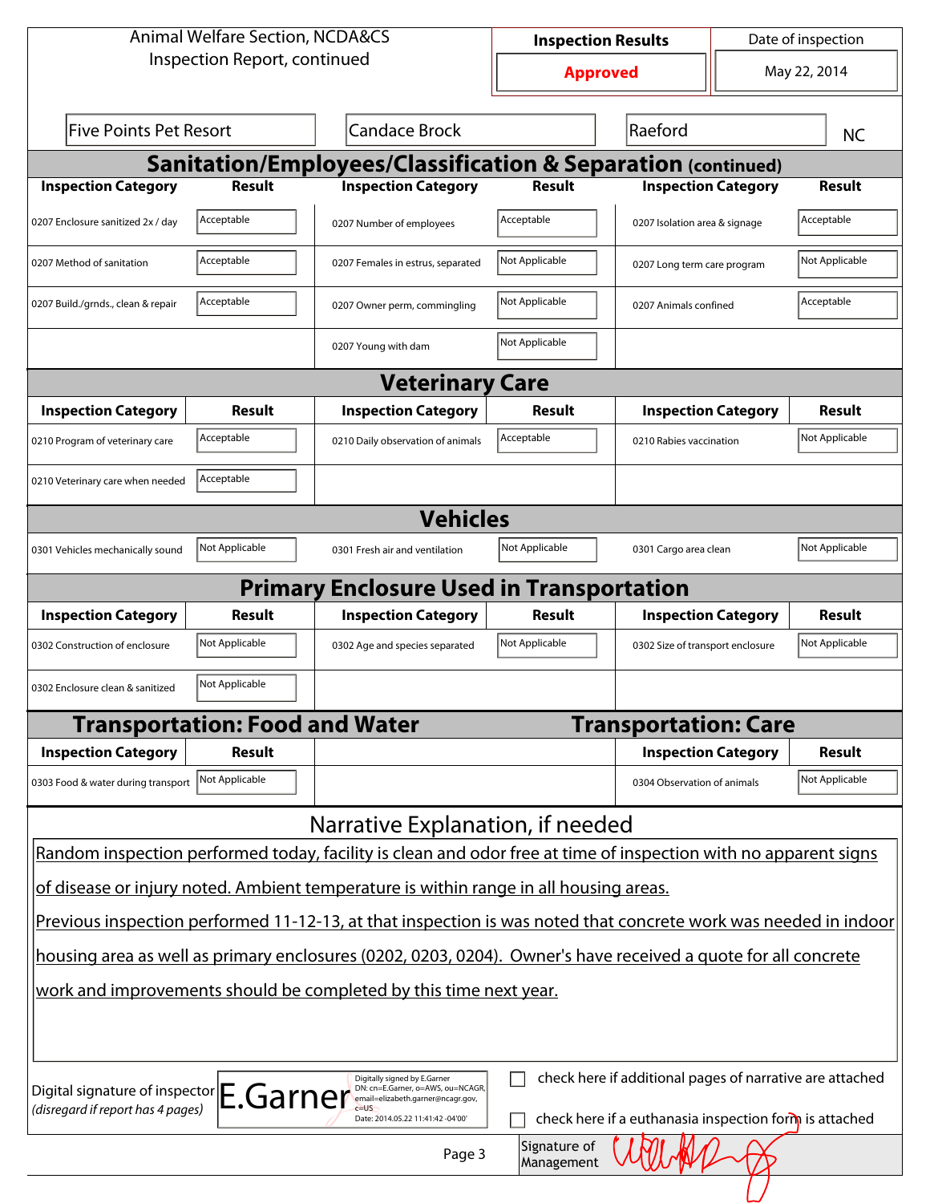Animal Welfare Section, NCDA&CS
Inspection Report, continued

| Inspection Results | Date of inspection |
|---|---|
| **Approved** | May 22, 2014 |

Five Points Pet Resort | Candace Brock | Raeford | NC

## Sanitation/Employees/Classification & Separation (continued)

| Inspection Category | Result | Inspection Category | Result | Inspection Category | Result |
|---|---|---|---|---|---|
| 0207 Enclosure sanitized 2x / day | Acceptable | 0207 Number of employees | Acceptable | 0207 Isolation area & signage | Acceptable |
| 0207 Method of sanitation | Acceptable | 0207 Females in estrus, separated | Not Applicable | 0207 Long term care program | Not Applicable |
| 0207 Build./grnds., clean & repair | Acceptable | 0207 Owner perm, commingling | Not Applicable | 0207 Animals confined | Acceptable |
| | | 0207 Young with dam | Not Applicable | | |

## Veterinary Care

| Inspection Category | Result | Inspection Category | Result | Inspection Category | Result |
|---|---|---|---|---|---|
| 0210 Program of veterinary care | Acceptable | 0210 Daily observation of animals | Acceptable | 0210 Rabies vaccination | Not Applicable |
| 0210 Veterinary care when needed | Acceptable | | | | |

## Vehicles

| Inspection Category | Result | Inspection Category | Result | Inspection Category | Result |
|---|---|---|---|---|---|
| 0301 Vehicles mechanically sound | Not Applicable | 0301 Fresh air and ventilation | Not Applicable | 0301 Cargo area clean | Not Applicable |

## Primary Enclosure Used in Transportation

| Inspection Category | Result | Inspection Category | Result | Inspection Category | Result |
|---|---|---|---|---|---|
| 0302 Construction of enclosure | Not Applicable | 0302 Age and species separated | Not Applicable | 0302 Size of transport enclosure | Not Applicable |
| 0302 Enclosure clean & sanitized | Not Applicable | | | | |

## Transportation: Food and Water

| Inspection Category | Result |
|---|---|
| 0303 Food & water during transport | Not Applicable |

## Transportation: Care

| Inspection Category | Result |
|---|---|
| 0304 Observation of animals | Not Applicable |

## Narrative Explanation, if needed

Random inspection performed today, facility is clean and odor free at time of inspection with no apparent signs of disease or injury noted. Ambient temperature is within range in all housing areas.

Previous inspection performed 11-12-13, at that inspection is was noted that concrete work was needed in indoor housing area as well as primary enclosures (0202, 0203, 0204). Owner's have received a quote for all concrete work and improvements should be completed by this time next year.

Digital signature of inspector *(disregard if report has 4 pages)*: E.Garner (Digitally signed by E.Garner DN: cn=E.Garner, o=AWS, ou=NCAGR, email=elizabeth.garner@ncagr.gov, c=US Date: 2014.05.22 11:41:42 -04'00')

☐ check here if additional pages of narrative are attached

☐ check here if a euthanasia inspection form is attached

Signature of Management: [signature]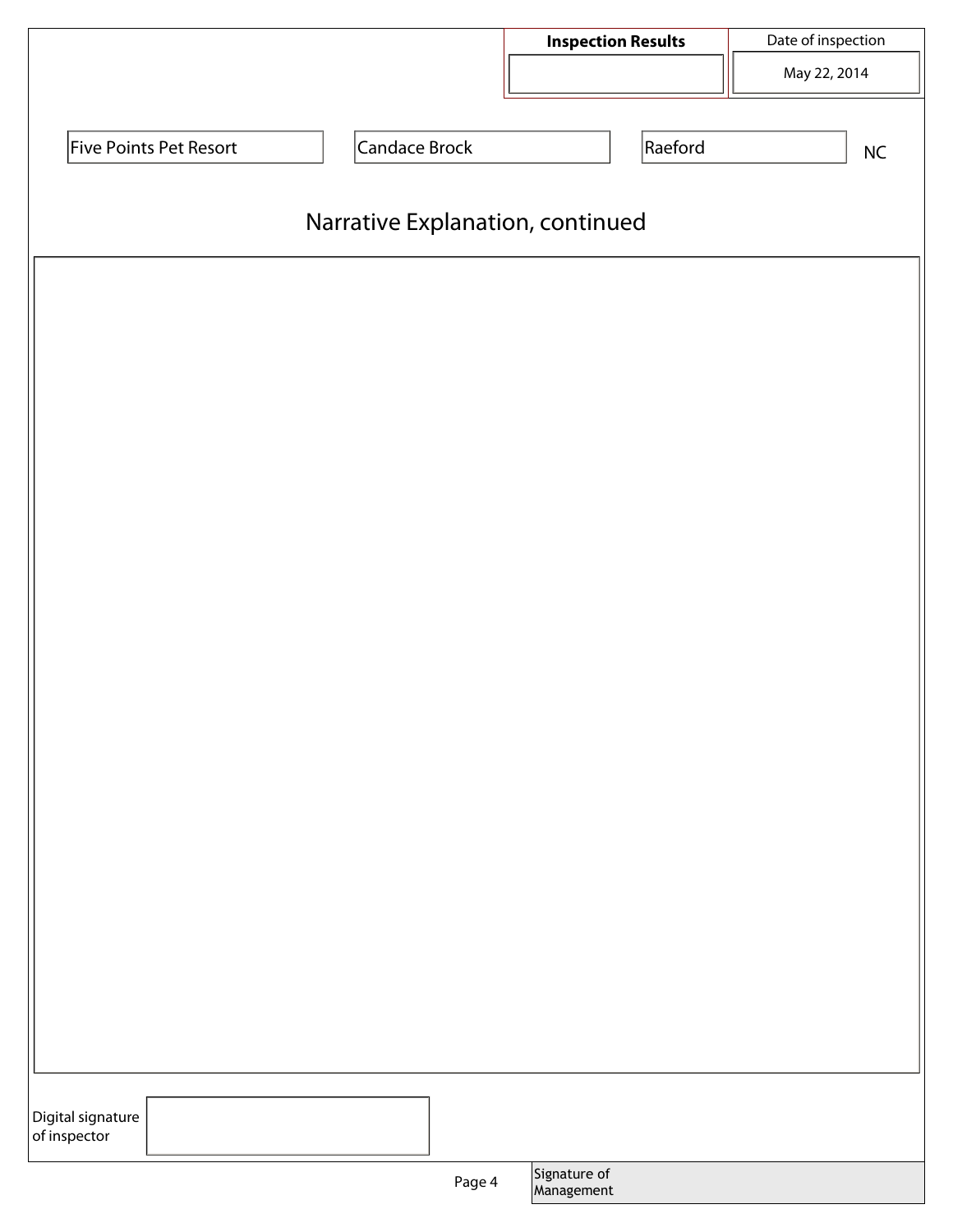| Inspection Results | Date of inspection |
| --- | --- |
| | May 22, 2014 |

| | | | |
| --- | --- | --- | --- |
| Five Points Pet Resort | Candace Brock | Raeford | NC |

## Narrative Explanation, continued

Digital signature of inspector

Signature of Management